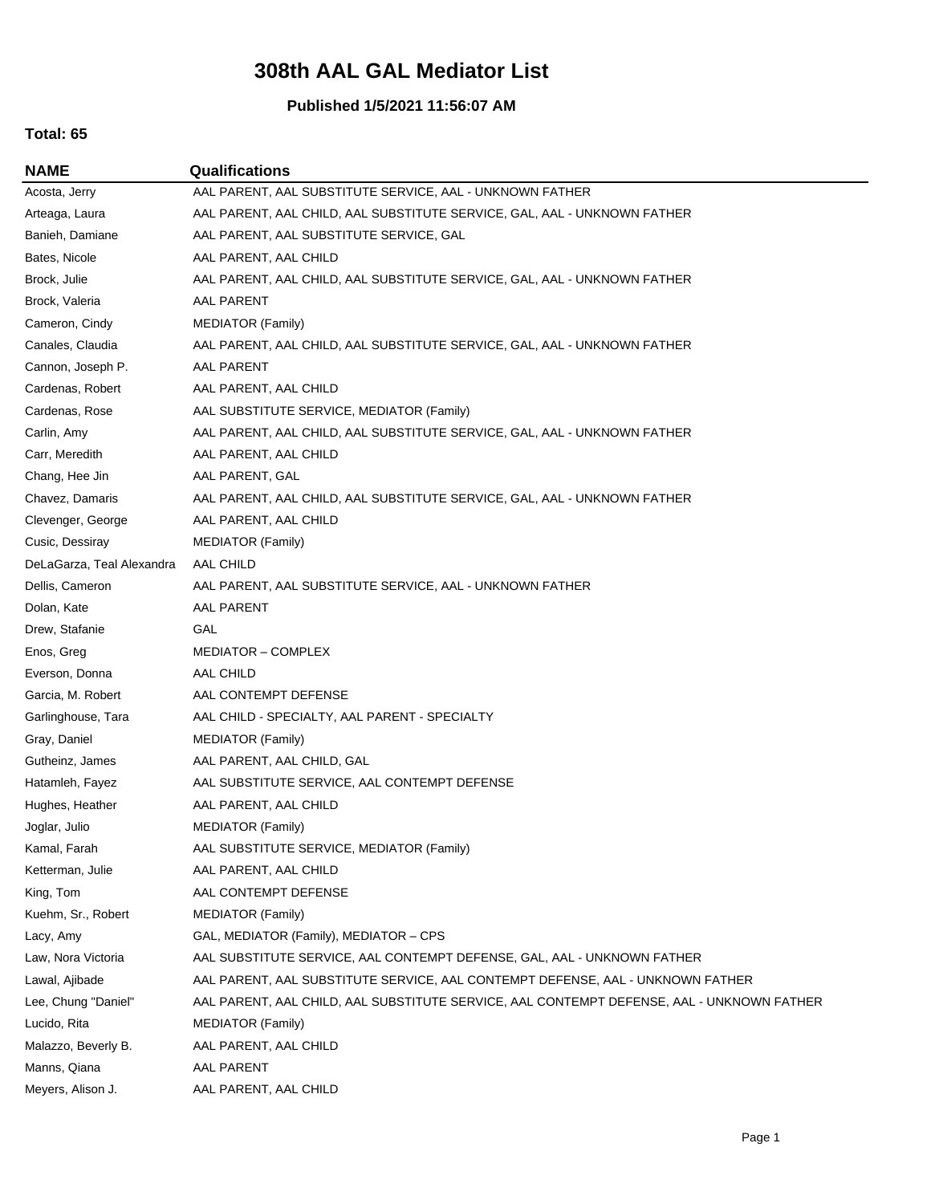# 308th AAL GAL Mediator List

**Published 1/5/2021 11:56:07 AM**

**Total: 65**

| NAME | Qualifications |
| --- | --- |
| Acosta, Jerry | AAL PARENT, AAL SUBSTITUTE SERVICE, AAL - UNKNOWN FATHER |
| Arteaga, Laura | AAL PARENT, AAL CHILD, AAL SUBSTITUTE SERVICE, GAL, AAL - UNKNOWN FATHER |
| Banieh, Damiane | AAL PARENT, AAL SUBSTITUTE SERVICE, GAL |
| Bates, Nicole | AAL PARENT, AAL CHILD |
| Brock, Julie | AAL PARENT, AAL CHILD, AAL SUBSTITUTE SERVICE, GAL, AAL - UNKNOWN FATHER |
| Brock, Valeria | AAL PARENT |
| Cameron, Cindy | MEDIATOR (Family) |
| Canales, Claudia | AAL PARENT, AAL CHILD, AAL SUBSTITUTE SERVICE, GAL, AAL - UNKNOWN FATHER |
| Cannon, Joseph P. | AAL PARENT |
| Cardenas, Robert | AAL PARENT, AAL CHILD |
| Cardenas, Rose | AAL SUBSTITUTE SERVICE, MEDIATOR (Family) |
| Carlin, Amy | AAL PARENT, AAL CHILD, AAL SUBSTITUTE SERVICE, GAL, AAL - UNKNOWN FATHER |
| Carr, Meredith | AAL PARENT, AAL CHILD |
| Chang, Hee Jin | AAL PARENT, GAL |
| Chavez, Damaris | AAL PARENT, AAL CHILD, AAL SUBSTITUTE SERVICE, GAL, AAL - UNKNOWN FATHER |
| Clevenger, George | AAL PARENT, AAL CHILD |
| Cusic, Dessiray | MEDIATOR (Family) |
| DeLaGarza, Teal Alexandra | AAL CHILD |
| Dellis, Cameron | AAL PARENT, AAL SUBSTITUTE SERVICE, AAL - UNKNOWN FATHER |
| Dolan, Kate | AAL PARENT |
| Drew, Stafanie | GAL |
| Enos, Greg | MEDIATOR – COMPLEX |
| Everson, Donna | AAL CHILD |
| Garcia, M. Robert | AAL CONTEMPT DEFENSE |
| Garlinghouse, Tara | AAL CHILD - SPECIALTY, AAL PARENT - SPECIALTY |
| Gray, Daniel | MEDIATOR (Family) |
| Gutheinz, James | AAL PARENT, AAL CHILD, GAL |
| Hatamleh, Fayez | AAL SUBSTITUTE SERVICE, AAL CONTEMPT DEFENSE |
| Hughes, Heather | AAL PARENT, AAL CHILD |
| Joglar, Julio | MEDIATOR (Family) |
| Kamal, Farah | AAL SUBSTITUTE SERVICE, MEDIATOR (Family) |
| Ketterman, Julie | AAL PARENT, AAL CHILD |
| King, Tom | AAL CONTEMPT DEFENSE |
| Kuehm, Sr., Robert | MEDIATOR (Family) |
| Lacy, Amy | GAL, MEDIATOR (Family), MEDIATOR – CPS |
| Law, Nora Victoria | AAL SUBSTITUTE SERVICE, AAL CONTEMPT DEFENSE, GAL, AAL - UNKNOWN FATHER |
| Lawal, Ajibade | AAL PARENT, AAL SUBSTITUTE SERVICE, AAL CONTEMPT DEFENSE, AAL - UNKNOWN FATHER |
| Lee, Chung "Daniel" | AAL PARENT, AAL CHILD, AAL SUBSTITUTE SERVICE, AAL CONTEMPT DEFENSE, AAL - UNKNOWN FATHER |
| Lucido, Rita | MEDIATOR (Family) |
| Malazzo, Beverly B. | AAL PARENT, AAL CHILD |
| Manns, Qiana | AAL PARENT |
| Meyers, Alison J. | AAL PARENT, AAL CHILD |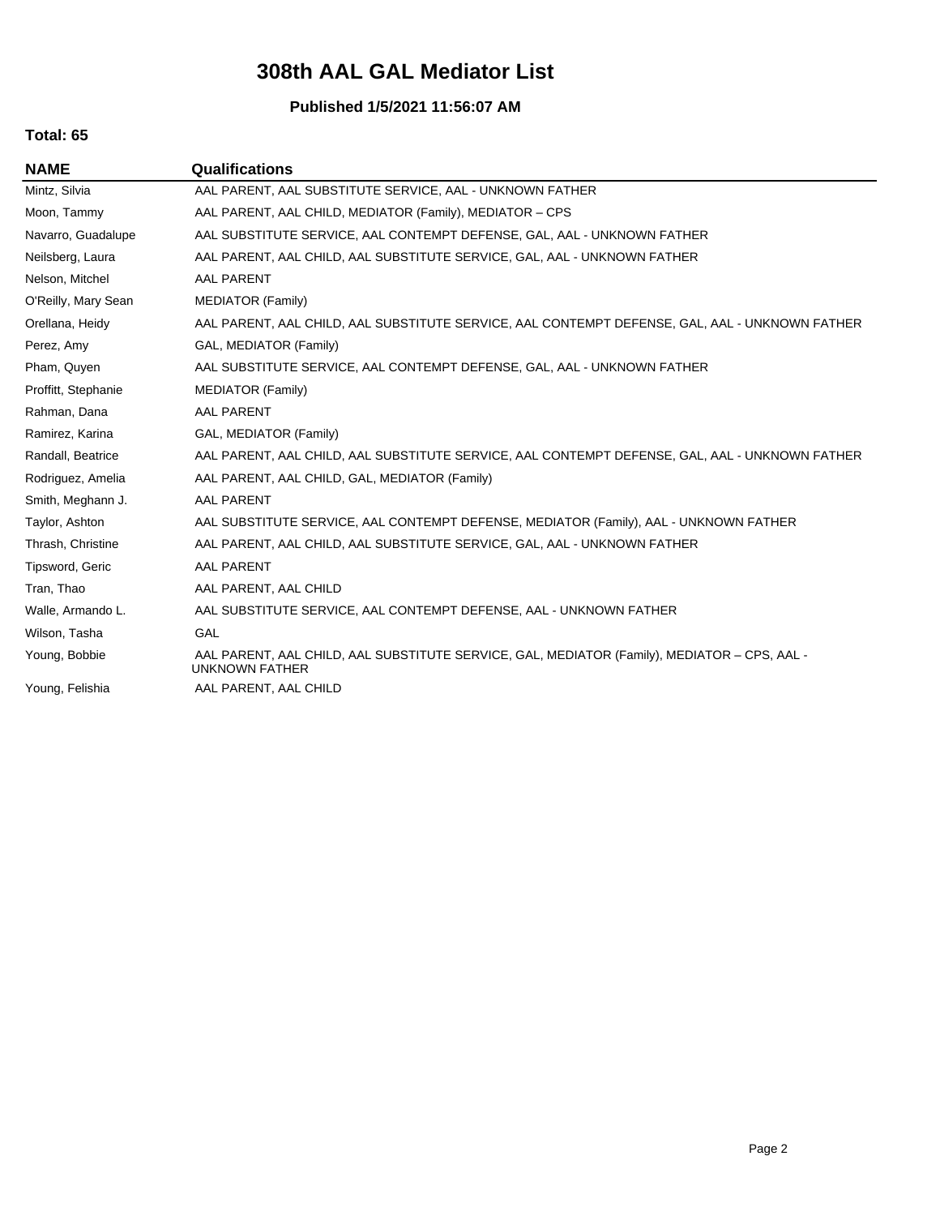# 308th AAL GAL Mediator List

**Published 1/5/2021 11:56:07 AM**

**Total: 65**

| NAME | Qualifications |
|---|---|
| Mintz, Silvia | AAL PARENT, AAL SUBSTITUTE SERVICE, AAL - UNKNOWN FATHER |
| Moon, Tammy | AAL PARENT, AAL CHILD, MEDIATOR (Family), MEDIATOR – CPS |
| Navarro, Guadalupe | AAL SUBSTITUTE SERVICE, AAL CONTEMPT DEFENSE, GAL, AAL - UNKNOWN FATHER |
| Neilsberg, Laura | AAL PARENT, AAL CHILD, AAL SUBSTITUTE SERVICE, GAL, AAL - UNKNOWN FATHER |
| Nelson, Mitchel | AAL PARENT |
| O'Reilly, Mary Sean | MEDIATOR (Family) |
| Orellana, Heidy | AAL PARENT, AAL CHILD, AAL SUBSTITUTE SERVICE, AAL CONTEMPT DEFENSE, GAL, AAL - UNKNOWN FATHER |
| Perez, Amy | GAL, MEDIATOR (Family) |
| Pham, Quyen | AAL SUBSTITUTE SERVICE, AAL CONTEMPT DEFENSE, GAL, AAL - UNKNOWN FATHER |
| Proffitt, Stephanie | MEDIATOR (Family) |
| Rahman, Dana | AAL PARENT |
| Ramirez, Karina | GAL, MEDIATOR (Family) |
| Randall, Beatrice | AAL PARENT, AAL CHILD, AAL SUBSTITUTE SERVICE, AAL CONTEMPT DEFENSE, GAL, AAL - UNKNOWN FATHER |
| Rodriguez, Amelia | AAL PARENT, AAL CHILD, GAL, MEDIATOR (Family) |
| Smith, Meghann J. | AAL PARENT |
| Taylor, Ashton | AAL SUBSTITUTE SERVICE, AAL CONTEMPT DEFENSE, MEDIATOR (Family), AAL - UNKNOWN FATHER |
| Thrash, Christine | AAL PARENT, AAL CHILD, AAL SUBSTITUTE SERVICE, GAL, AAL - UNKNOWN FATHER |
| Tipsword, Geric | AAL PARENT |
| Tran, Thao | AAL PARENT, AAL CHILD |
| Walle, Armando L. | AAL SUBSTITUTE SERVICE, AAL CONTEMPT DEFENSE, AAL - UNKNOWN FATHER |
| Wilson, Tasha | GAL |
| Young, Bobbie | AAL PARENT, AAL CHILD, AAL SUBSTITUTE SERVICE, GAL, MEDIATOR (Family), MEDIATOR – CPS, AAL - UNKNOWN FATHER |
| Young, Felishia | AAL PARENT, AAL CHILD |